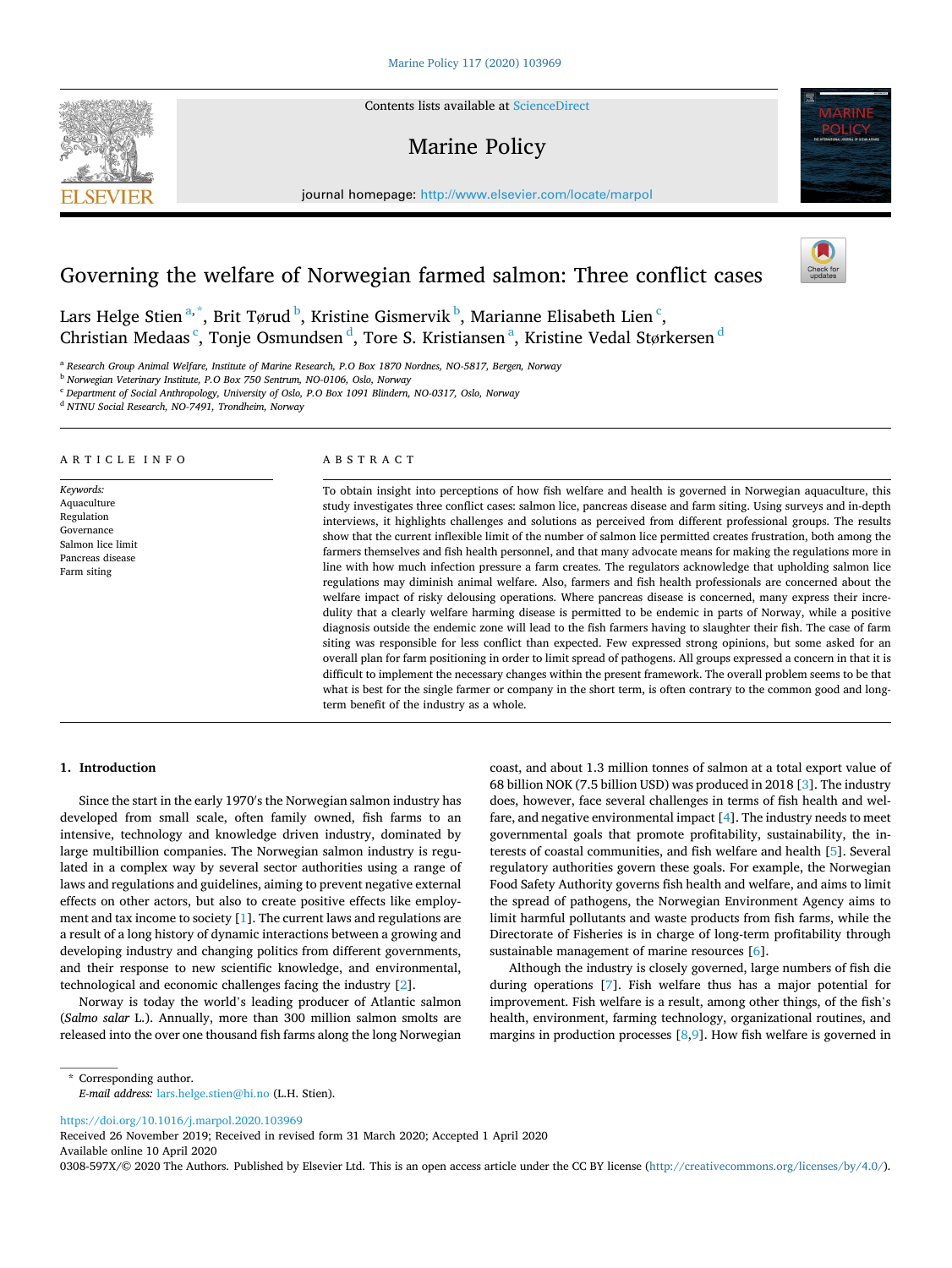# Governing the welfare of Norwegian farmed salmon: Three conflict cases

Lars Helge Stien [a,*], Brit Tørud [b], Kristine Gismervik [b], Marianne Elisabeth Lien [c], Christian Medaas [c], Tonje Osmundsen [d], Tore S. Kristiansen [a], Kristine Vedal Størkersen [d]

[a] Research Group Animal Welfare, Institute of Marine Research, P.O Box 1870 Nordnes, NO-5817, Bergen, Norway
[b] Norwegian Veterinary Institute, P.O Box 750 Sentrum, NO-0106, Oslo, Norway
[c] Department of Social Anthropology, University of Oslo, P.O Box 1091 Blindern, NO-0317, Oslo, Norway
[d] NTNU Social Research, NO-7491, Trondheim, Norway

## ARTICLE INFO

*Keywords:*
Aquaculture
Regulation
Governance
Salmon lice limit
Pancreas disease
Farm siting

## ABSTRACT

To obtain insight into perceptions of how fish welfare and health is governed in Norwegian aquaculture, this study investigates three conflict cases: salmon lice, pancreas disease and farm siting. Using surveys and in-depth interviews, it highlights challenges and solutions as perceived from different professional groups. The results show that the current inflexible limit of the number of salmon lice permitted creates frustration, both among the farmers themselves and fish health personnel, and that many advocate means for making the regulations more in line with how much infection pressure a farm creates. The regulators acknowledge that upholding salmon lice regulations may diminish animal welfare. Also, farmers and fish health professionals are concerned about the welfare impact of risky delousing operations. Where pancreas disease is concerned, many express their incredulity that a clearly welfare harming disease is permitted to be endemic in parts of Norway, while a positive diagnosis outside the endemic zone will lead to the fish farmers having to slaughter their fish. The case of farm siting was responsible for less conflict than expected. Few expressed strong opinions, but some asked for an overall plan for farm positioning in order to limit spread of pathogens. All groups expressed a concern in that it is difficult to implement the necessary changes within the present framework. The overall problem seems to be that what is best for the single farmer or company in the short term, is often contrary to the common good and long-term benefit of the industry as a whole.

## 1. Introduction

Since the start in the early 1970′s the Norwegian salmon industry has developed from small scale, often family owned, fish farms to an intensive, technology and knowledge driven industry, dominated by large multibillion companies. The Norwegian salmon industry is regulated in a complex way by several sector authorities using a range of laws and regulations and guidelines, aiming to prevent negative external effects on other actors, but also to create positive effects like employment and tax income to society [1]. The current laws and regulations are a result of a long history of dynamic interactions between a growing and developing industry and changing politics from different governments, and their response to new scientific knowledge, and environmental, technological and economic challenges facing the industry [2].

Norway is today the world's leading producer of Atlantic salmon (*Salmo salar* L.). Annually, more than 300 million salmon smolts are released into the over one thousand fish farms along the long Norwegian coast, and about 1.3 million tonnes of salmon at a total export value of 68 billion NOK (7.5 billion USD) was produced in 2018 [3]. The industry does, however, face several challenges in terms of fish health and welfare, and negative environmental impact [4]. The industry needs to meet governmental goals that promote profitability, sustainability, the interests of coastal communities, and fish welfare and health [5]. Several regulatory authorities govern these goals. For example, the Norwegian Food Safety Authority governs fish health and welfare, and aims to limit the spread of pathogens, the Norwegian Environment Agency aims to limit harmful pollutants and waste products from fish farms, while the Directorate of Fisheries is in charge of long-term profitability through sustainable management of marine resources [6].

Although the industry is closely governed, large numbers of fish die during operations [7]. Fish welfare thus has a major potential for improvement. Fish welfare is a result, among other things, of the fish's health, environment, farming technology, organizational routines, and margins in production processes [8,9]. How fish welfare is governed in

* Corresponding author.
*E-mail address:* lars.helge.stien@hi.no (L.H. Stien).

https://doi.org/10.1016/j.marpol.2020.103969
Received 26 November 2019; Received in revised form 31 March 2020; Accepted 1 April 2020
Available online 10 April 2020
0308-597X/© 2020 The Authors. Published by Elsevier Ltd. This is an open access article under the CC BY license (http://creativecommons.org/licenses/by/4.0/).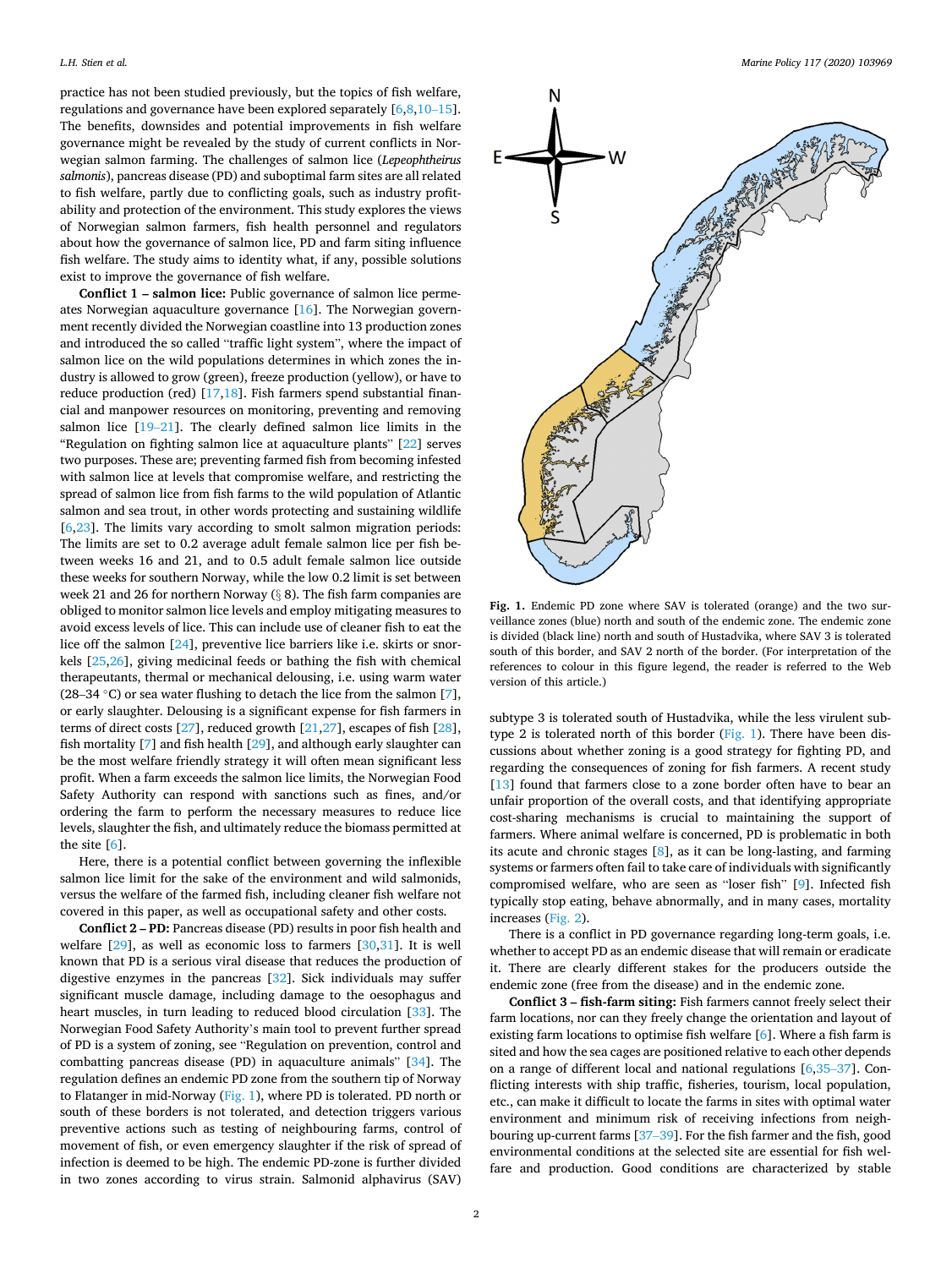practice has not been studied previously, but the topics of fish welfare, regulations and governance have been explored separately [6,8,10–15]. The benefits, downsides and potential improvements in fish welfare governance might be revealed by the study of current conflicts in Norwegian salmon farming. The challenges of salmon lice (*Lepeophtheirus salmonis*), pancreas disease (PD) and suboptimal farm sites are all related to fish welfare, partly due to conflicting goals, such as industry profitability and protection of the environment. This study explores the views of Norwegian salmon farmers, fish health personnel and regulators about how the governance of salmon lice, PD and farm siting influence fish welfare. The study aims to identity what, if any, possible solutions exist to improve the governance of fish welfare.

**Conflict 1 – salmon lice:** Public governance of salmon lice permeates Norwegian aquaculture governance [16]. The Norwegian government recently divided the Norwegian coastline into 13 production zones and introduced the so called "traffic light system", where the impact of salmon lice on the wild populations determines in which zones the industry is allowed to grow (green), freeze production (yellow), or have to reduce production (red) [17,18]. Fish farmers spend substantial financial and manpower resources on monitoring, preventing and removing salmon lice [19–21]. The clearly defined salmon lice limits in the "Regulation on fighting salmon lice at aquaculture plants" [22] serves two purposes. These are; preventing farmed fish from becoming infested with salmon lice at levels that compromise welfare, and restricting the spread of salmon lice from fish farms to the wild population of Atlantic salmon and sea trout, in other words protecting and sustaining wildlife [6,23]. The limits vary according to smolt salmon migration periods: The limits are set to 0.2 average adult female salmon lice per fish between weeks 16 and 21, and to 0.5 adult female salmon lice outside these weeks for southern Norway, while the low 0.2 limit is set between week 21 and 26 for northern Norway (§ 8). The fish farm companies are obliged to monitor salmon lice levels and employ mitigating measures to avoid excess levels of lice. This can include use of cleaner fish to eat the lice off the salmon [24], preventive lice barriers like i.e. skirts or snorkels [25,26], giving medicinal feeds or bathing the fish with chemical therapeutants, thermal or mechanical delousing, i.e. using warm water (28–34 °C) or sea water flushing to detach the lice from the salmon [7], or early slaughter. Delousing is a significant expense for fish farmers in terms of direct costs [27], reduced growth [21,27], escapes of fish [28], fish mortality [7] and fish health [29], and although early slaughter can be the most welfare friendly strategy it will often mean significant less profit. When a farm exceeds the salmon lice limits, the Norwegian Food Safety Authority can respond with sanctions such as fines, and/or ordering the farm to perform the necessary measures to reduce lice levels, slaughter the fish, and ultimately reduce the biomass permitted at the site [6].

Here, there is a potential conflict between governing the inflexible salmon lice limit for the sake of the environment and wild salmonids, versus the welfare of the farmed fish, including cleaner fish welfare not covered in this paper, as well as occupational safety and other costs.

**Conflict 2 – PD:** Pancreas disease (PD) results in poor fish health and welfare [29], as well as economic loss to farmers [30,31]. It is well known that PD is a serious viral disease that reduces the production of digestive enzymes in the pancreas [32]. Sick individuals may suffer significant muscle damage, including damage to the oesophagus and heart muscles, in turn leading to reduced blood circulation [33]. The Norwegian Food Safety Authority's main tool to prevent further spread of PD is a system of zoning, see "Regulation on prevention, control and combatting pancreas disease (PD) in aquaculture animals" [34]. The regulation defines an endemic PD zone from the southern tip of Norway to Flatanger in mid-Norway (Fig. 1), where PD is tolerated. PD north or south of these borders is not tolerated, and detection triggers various preventive actions such as testing of neighbouring farms, control of movement of fish, or even emergency slaughter if the risk of spread of infection is deemed to be high. The endemic PD-zone is further divided in two zones according to virus strain. Salmonid alphavirus (SAV) subtype 3 is tolerated south of Hustadvika, while the less virulent subtype 2 is tolerated north of this border (Fig. 1). There have been discussions about whether zoning is a good strategy for fighting PD, and regarding the consequences of zoning for fish farmers. A recent study [13] found that farmers close to a zone border often have to bear an unfair proportion of the overall costs, and that identifying appropriate cost-sharing mechanisms is crucial to maintaining the support of farmers. Where animal welfare is concerned, PD is problematic in both its acute and chronic stages [8], as it can be long-lasting, and farming systems or farmers often fail to take care of individuals with significantly compromised welfare, who are seen as "loser fish" [9]. Infected fish typically stop eating, behave abnormally, and in many cases, mortality increases (Fig. 2).

**Fig. 1.** Endemic PD zone where SAV is tolerated (orange) and the two surveillance zones (blue) north and south of the endemic zone. The endemic zone is divided (black line) north and south of Hustadvika, where SAV 3 is tolerated south of this border, and SAV 2 north of the border. (For interpretation of the references to colour in this figure legend, the reader is referred to the Web version of this article.)

There is a conflict in PD governance regarding long-term goals, i.e. whether to accept PD as an endemic disease that will remain or eradicate it. There are clearly different stakes for the producers outside the endemic zone (free from the disease) and in the endemic zone.

**Conflict 3 – fish-farm siting:** Fish farmers cannot freely select their farm locations, nor can they freely change the orientation and layout of existing farm locations to optimise fish welfare [6]. Where a fish farm is sited and how the sea cages are positioned relative to each other depends on a range of different local and national regulations [6,35–37]. Conflicting interests with ship traffic, fisheries, tourism, local population, etc., can make it difficult to locate the farms in sites with optimal water environment and minimum risk of receiving infections from neighbouring up-current farms [37–39]. For the fish farmer and the fish, good environmental conditions at the selected site are essential for fish welfare and production. Good conditions are characterized by stable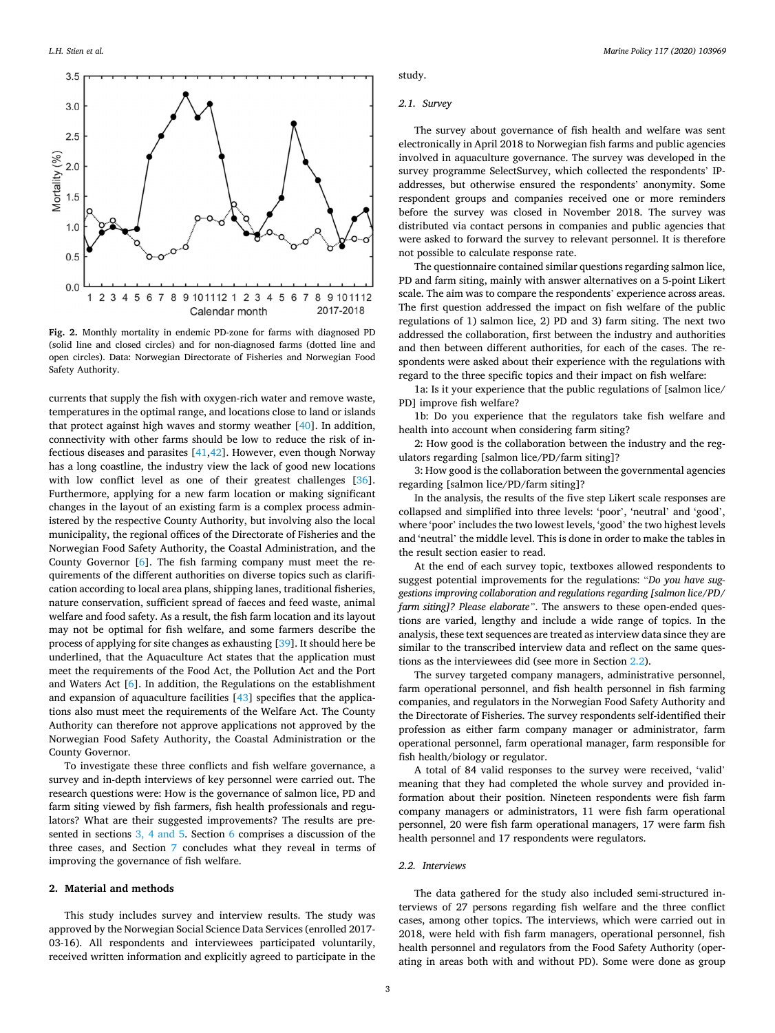Fig. 2. Monthly mortality in endemic PD-zone for farms with diagnosed PD (solid line and closed circles) and for non-diagnosed farms (dotted line and open circles). Data: Norwegian Directorate of Fisheries and Norwegian Food Safety Authority.

currents that supply the fish with oxygen-rich water and remove waste, temperatures in the optimal range, and locations close to land or islands that protect against high waves and stormy weather [40]. In addition, connectivity with other farms should be low to reduce the risk of infectious diseases and parasites [41,42]. However, even though Norway has a long coastline, the industry view the lack of good new locations with low conflict level as one of their greatest challenges [36]. Furthermore, applying for a new farm location or making significant changes in the layout of an existing farm is a complex process administered by the respective County Authority, but involving also the local municipality, the regional offices of the Directorate of Fisheries and the Norwegian Food Safety Authority, the Coastal Administration, and the County Governor [6]. The fish farming company must meet the requirements of the different authorities on diverse topics such as clarification according to local area plans, shipping lanes, traditional fisheries, nature conservation, sufficient spread of faeces and feed waste, animal welfare and food safety. As a result, the fish farm location and its layout may not be optimal for fish welfare, and some farmers describe the process of applying for site changes as exhausting [39]. It should here be underlined, that the Aquaculture Act states that the application must meet the requirements of the Food Act, the Pollution Act and the Port and Waters Act [6]. In addition, the Regulations on the establishment and expansion of aquaculture facilities [43] specifies that the applications also must meet the requirements of the Welfare Act. The County Authority can therefore not approve applications not approved by the Norwegian Food Safety Authority, the Coastal Administration or the County Governor.

To investigate these three conflicts and fish welfare governance, a survey and in-depth interviews of key personnel were carried out. The research questions were: How is the governance of salmon lice, PD and farm siting viewed by fish farmers, fish health professionals and regulators? What are their suggested improvements? The results are presented in sections 3, 4 and 5. Section 6 comprises a discussion of the three cases, and Section 7 concludes what they reveal in terms of improving the governance of fish welfare.

## 2. Material and methods

This study includes survey and interview results. The study was approved by the Norwegian Social Science Data Services (enrolled 2017-03-16). All respondents and interviewees participated voluntarily, received written information and explicitly agreed to participate in the study.

### 2.1. Survey

The survey about governance of fish health and welfare was sent electronically in April 2018 to Norwegian fish farms and public agencies involved in aquaculture governance. The survey was developed in the survey programme SelectSurvey, which collected the respondents' IP-addresses, but otherwise ensured the respondents' anonymity. Some respondent groups and companies received one or more reminders before the survey was closed in November 2018. The survey was distributed via contact persons in companies and public agencies that were asked to forward the survey to relevant personnel. It is therefore not possible to calculate response rate.

The questionnaire contained similar questions regarding salmon lice, PD and farm siting, mainly with answer alternatives on a 5-point Likert scale. The aim was to compare the respondents' experience across areas. The first question addressed the impact on fish welfare of the public regulations of 1) salmon lice, 2) PD and 3) farm siting. The next two addressed the collaboration, first between the industry and authorities and then between different authorities, for each of the cases. The respondents were asked about their experience with the regulations with regard to the three specific topics and their impact on fish welfare:

1a: Is it your experience that the public regulations of [salmon lice/PD] improve fish welfare?

1b: Do you experience that the regulators take fish welfare and health into account when considering farm siting?

2: How good is the collaboration between the industry and the regulators regarding [salmon lice/PD/farm siting]?

3: How good is the collaboration between the governmental agencies regarding [salmon lice/PD/farm siting]?

In the analysis, the results of the five step Likert scale responses are collapsed and simplified into three levels: 'poor', 'neutral' and 'good', where 'poor' includes the two lowest levels, 'good' the two highest levels and 'neutral' the middle level. This is done in order to make the tables in the result section easier to read.

At the end of each survey topic, textboxes allowed respondents to suggest potential improvements for the regulations: "*Do you have suggestions improving collaboration and regulations regarding [salmon lice/PD/farm siting]? Please elaborate*". The answers to these open-ended questions are varied, lengthy and include a wide range of topics. In the analysis, these text sequences are treated as interview data since they are similar to the transcribed interview data and reflect on the same questions as the interviewees did (see more in Section 2.2).

The survey targeted company managers, administrative personnel, farm operational personnel, and fish health personnel in fish farming companies, and regulators in the Norwegian Food Safety Authority and the Directorate of Fisheries. The survey respondents self-identified their profession as either farm company manager or administrator, farm operational personnel, farm operational manager, farm responsible for fish health/biology or regulator.

A total of 84 valid responses to the survey were received, 'valid' meaning that they had completed the whole survey and provided information about their position. Nineteen respondents were fish farm company managers or administrators, 11 were fish farm operational personnel, 20 were fish farm operational managers, 17 were farm fish health personnel and 17 respondents were regulators.

### 2.2. Interviews

The data gathered for the study also included semi-structured interviews of 27 persons regarding fish welfare and the three conflict cases, among other topics. The interviews, which were carried out in 2018, were held with fish farm managers, operational personnel, fish health personnel and regulators from the Food Safety Authority (operating in areas both with and without PD). Some were done as group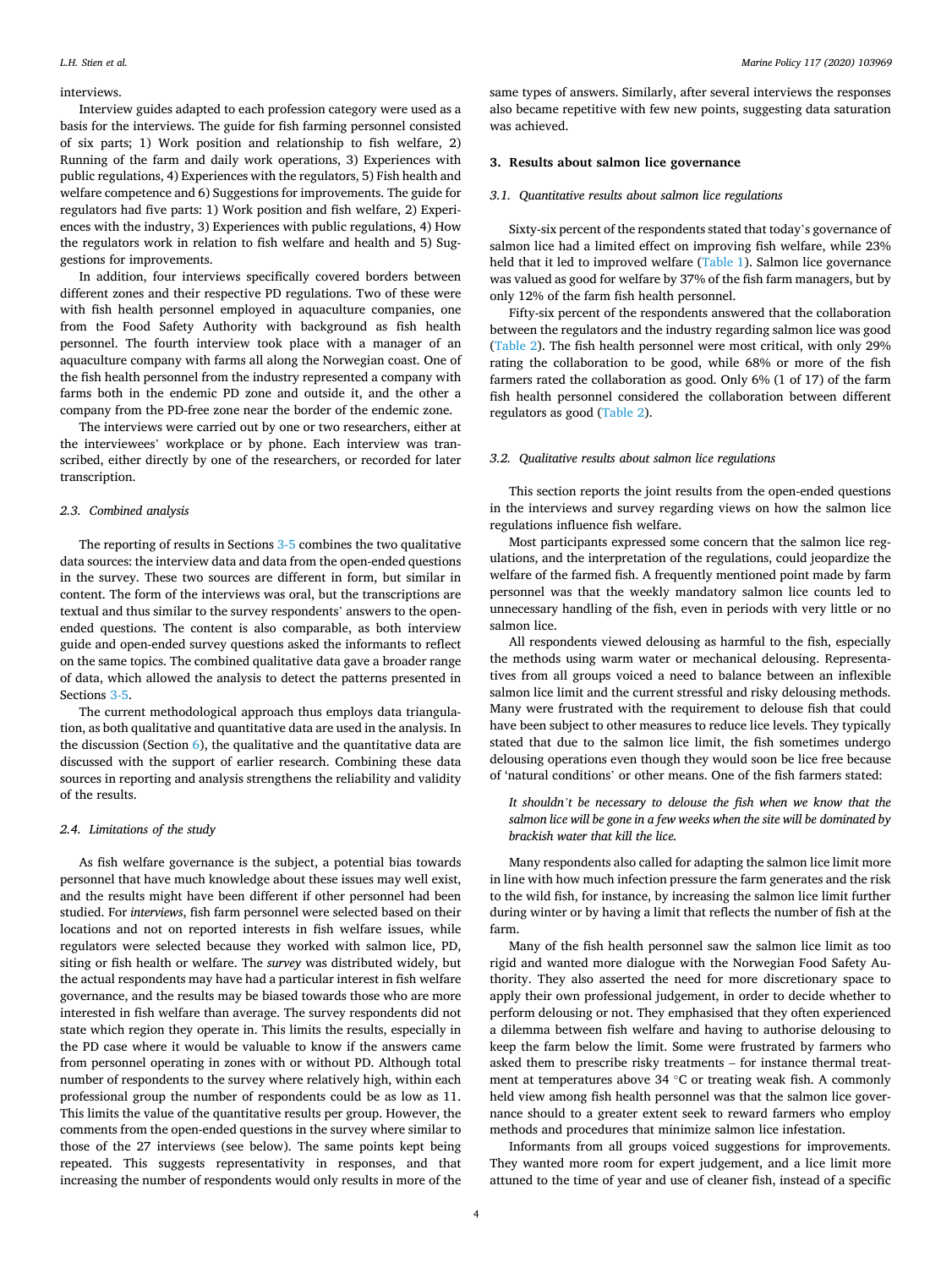interviews.

Interview guides adapted to each profession category were used as a basis for the interviews. The guide for fish farming personnel consisted of six parts; 1) Work position and relationship to fish welfare, 2) Running of the farm and daily work operations, 3) Experiences with public regulations, 4) Experiences with the regulators, 5) Fish health and welfare competence and 6) Suggestions for improvements. The guide for regulators had five parts: 1) Work position and fish welfare, 2) Experiences with the industry, 3) Experiences with public regulations, 4) How the regulators work in relation to fish welfare and health and 5) Suggestions for improvements.

In addition, four interviews specifically covered borders between different zones and their respective PD regulations. Two of these were with fish health personnel employed in aquaculture companies, one from the Food Safety Authority with background as fish health personnel. The fourth interview took place with a manager of an aquaculture company with farms all along the Norwegian coast. One of the fish health personnel from the industry represented a company with farms both in the endemic PD zone and outside it, and the other a company from the PD-free zone near the border of the endemic zone.

The interviews were carried out by one or two researchers, either at the interviewees' workplace or by phone. Each interview was transcribed, either directly by one of the researchers, or recorded for later transcription.

### 2.3. Combined analysis

The reporting of results in Sections 3-5 combines the two qualitative data sources: the interview data and data from the open-ended questions in the survey. These two sources are different in form, but similar in content. The form of the interviews was oral, but the transcriptions are textual and thus similar to the survey respondents' answers to the open-ended questions. The content is also comparable, as both interview guide and open-ended survey questions asked the informants to reflect on the same topics. The combined qualitative data gave a broader range of data, which allowed the analysis to detect the patterns presented in Sections 3-5.

The current methodological approach thus employs data triangulation, as both qualitative and quantitative data are used in the analysis. In the discussion (Section 6), the qualitative and the quantitative data are discussed with the support of earlier research. Combining these data sources in reporting and analysis strengthens the reliability and validity of the results.

### 2.4. Limitations of the study

As fish welfare governance is the subject, a potential bias towards personnel that have much knowledge about these issues may well exist, and the results might have been different if other personnel had been studied. For *interviews*, fish farm personnel were selected based on their locations and not on reported interests in fish welfare issues, while regulators were selected because they worked with salmon lice, PD, siting or fish health or welfare. The *survey* was distributed widely, but the actual respondents may have had a particular interest in fish welfare governance, and the results may be biased towards those who are more interested in fish welfare than average. The survey respondents did not state which region they operate in. This limits the results, especially in the PD case where it would be valuable to know if the answers came from personnel operating in zones with or without PD. Although total number of respondents to the survey where relatively high, within each professional group the number of respondents could be as low as 11. This limits the value of the quantitative results per group. However, the comments from the open-ended questions in the survey where similar to those of the 27 interviews (see below). The same points kept being repeated. This suggests representativity in responses, and that increasing the number of respondents would only results in more of the same types of answers. Similarly, after several interviews the responses also became repetitive with few new points, suggesting data saturation was achieved.

## 3. Results about salmon lice governance

### 3.1. Quantitative results about salmon lice regulations

Sixty-six percent of the respondents stated that today's governance of salmon lice had a limited effect on improving fish welfare, while 23% held that it led to improved welfare (Table 1). Salmon lice governance was valued as good for welfare by 37% of the fish farm managers, but by only 12% of the farm fish health personnel.

Fifty-six percent of the respondents answered that the collaboration between the regulators and the industry regarding salmon lice was good (Table 2). The fish health personnel were most critical, with only 29% rating the collaboration to be good, while 68% or more of the fish farmers rated the collaboration as good. Only 6% (1 of 17) of the farm fish health personnel considered the collaboration between different regulators as good (Table 2).

### 3.2. Qualitative results about salmon lice regulations

This section reports the joint results from the open-ended questions in the interviews and survey regarding views on how the salmon lice regulations influence fish welfare.

Most participants expressed some concern that the salmon lice regulations, and the interpretation of the regulations, could jeopardize the welfare of the farmed fish. A frequently mentioned point made by farm personnel was that the weekly mandatory salmon lice counts led to unnecessary handling of the fish, even in periods with very little or no salmon lice.

All respondents viewed delousing as harmful to the fish, especially the methods using warm water or mechanical delousing. Representatives from all groups voiced a need to balance between an inflexible salmon lice limit and the current stressful and risky delousing methods. Many were frustrated with the requirement to delouse fish that could have been subject to other measures to reduce lice levels. They typically stated that due to the salmon lice limit, the fish sometimes undergo delousing operations even though they would soon be lice free because of 'natural conditions' or other means. One of the fish farmers stated:

> *It shouldn't be necessary to delouse the fish when we know that the salmon lice will be gone in a few weeks when the site will be dominated by brackish water that kill the lice.*

Many respondents also called for adapting the salmon lice limit more in line with how much infection pressure the farm generates and the risk to the wild fish, for instance, by increasing the salmon lice limit further during winter or by having a limit that reflects the number of fish at the farm.

Many of the fish health personnel saw the salmon lice limit as too rigid and wanted more dialogue with the Norwegian Food Safety Authority. They also asserted the need for more discretionary space to apply their own professional judgement, in order to decide whether to perform delousing or not. They emphasised that they often experienced a dilemma between fish welfare and having to authorise delousing to keep the farm below the limit. Some were frustrated by farmers who asked them to prescribe risky treatments – for instance thermal treatment at temperatures above 34 °C or treating weak fish. A commonly held view among fish health personnel was that the salmon lice governance should to a greater extent seek to reward farmers who employ methods and procedures that minimize salmon lice infestation.

Informants from all groups voiced suggestions for improvements. They wanted more room for expert judgement, and a lice limit more attuned to the time of year and use of cleaner fish, instead of a specific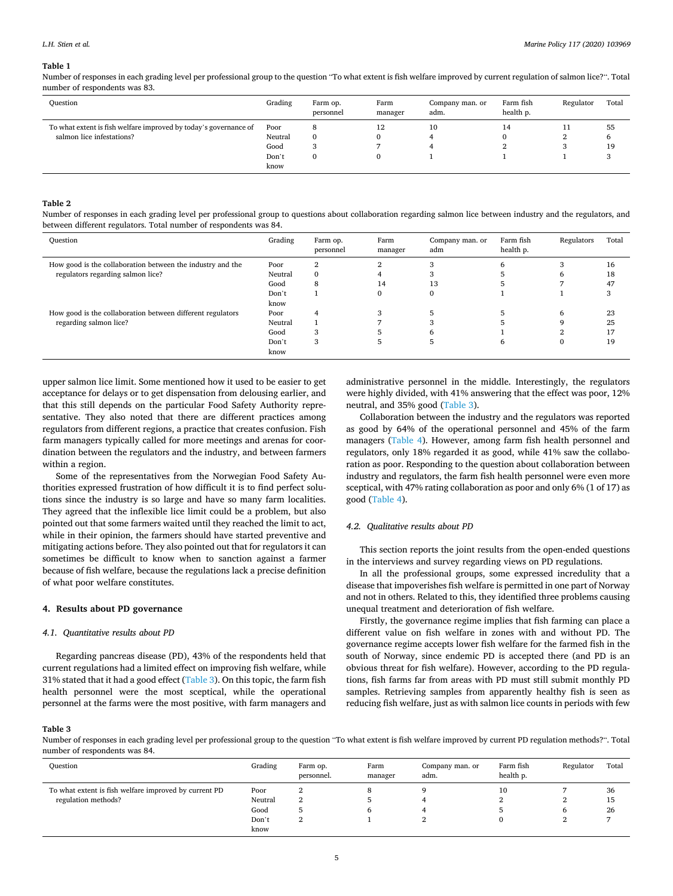**Table 1**

Number of responses in each grading level per professional group to the question "To what extent is fish welfare improved by current regulation of salmon lice?". Total number of respondents was 83.

| Question | Grading | Farm op. personnel | Farm manager | Company man. or adm. | Farm fish health p. | Regulator | Total |
|---|---|---|---|---|---|---|---|
| To what extent is fish welfare improved by today's governance of salmon lice infestations? | Poor | 8 | 12 | 10 | 14 | 11 | 55 |
| | Neutral | 0 | 0 | 4 | 0 | 2 | 6 |
| | Good | 3 | 7 | 4 | 2 | 3 | 19 |
| | Don't know | 0 | 0 | 1 | 1 | 1 | 3 |

**Table 2**

Number of responses in each grading level per professional group to questions about collaboration regarding salmon lice between industry and the regulators, and between different regulators. Total number of respondents was 84.

| Question | Grading | Farm op. personnel | Farm manager | Company man. or adm | Farm fish health p. | Regulators | Total |
|---|---|---|---|---|---|---|---|
| How good is the collaboration between the industry and the regulators regarding salmon lice? | Poor | 2 | 2 | 3 | 6 | 3 | 16 |
| | Neutral | 0 | 4 | 3 | 5 | 6 | 18 |
| | Good | 8 | 14 | 13 | 5 | 7 | 47 |
| | Don't know | 1 | 0 | 0 | 1 | 1 | 3 |
| How good is the collaboration between different regulators regarding salmon lice? | Poor | 4 | 3 | 5 | 5 | 6 | 23 |
| | Neutral | 1 | 7 | 3 | 5 | 9 | 25 |
| | Good | 3 | 5 | 6 | 1 | 2 | 17 |
| | Don't know | 3 | 5 | 5 | 6 | 0 | 19 |

upper salmon lice limit. Some mentioned how it used to be easier to get acceptance for delays or to get dispensation from delousing earlier, and that this still depends on the particular Food Safety Authority representative. They also noted that there are different practices among regulators from different regions, a practice that creates confusion. Fish farm managers typically called for more meetings and arenas for coordination between the regulators and the industry, and between farmers within a region.

Some of the representatives from the Norwegian Food Safety Authorities expressed frustration of how difficult it is to find perfect solutions since the industry is so large and have so many farm localities. They agreed that the inflexible lice limit could be a problem, but also pointed out that some farmers waited until they reached the limit to act, while in their opinion, the farmers should have started preventive and mitigating actions before. They also pointed out that for regulators it can sometimes be difficult to know when to sanction against a farmer because of fish welfare, because the regulations lack a precise definition of what poor welfare constitutes.

## 4. Results about PD governance

### 4.1. Quantitative results about PD

Regarding pancreas disease (PD), 43% of the respondents held that current regulations had a limited effect on improving fish welfare, while 31% stated that it had a good effect (Table 3). On this topic, the farm fish health personnel were the most sceptical, while the operational personnel at the farms were the most positive, with farm managers and administrative personnel in the middle. Interestingly, the regulators were highly divided, with 41% answering that the effect was poor, 12% neutral, and 35% good (Table 3).

Collaboration between the industry and the regulators was reported as good by 64% of the operational personnel and 45% of the farm managers (Table 4). However, among farm fish health personnel and regulators, only 18% regarded it as good, while 41% saw the collaboration as poor. Responding to the question about collaboration between industry and regulators, the farm fish health personnel were even more sceptical, with 47% rating collaboration as poor and only 6% (1 of 17) as good (Table 4).

### 4.2. Qualitative results about PD

This section reports the joint results from the open-ended questions in the interviews and survey regarding views on PD regulations.

In all the professional groups, some expressed incredulity that a disease that impoverishes fish welfare is permitted in one part of Norway and not in others. Related to this, they identified three problems causing unequal treatment and deterioration of fish welfare.

Firstly, the governance regime implies that fish farming can place a different value on fish welfare in zones with and without PD. The governance regime accepts lower fish welfare for the farmed fish in the south of Norway, since endemic PD is accepted there (and PD is an obvious threat for fish welfare). However, according to the PD regulations, fish farms far from areas with PD must still submit monthly PD samples. Retrieving samples from apparently healthy fish is seen as reducing fish welfare, just as with salmon lice counts in periods with few

**Table 3**

Number of responses in each grading level per professional group to the question "To what extent is fish welfare improved by current PD regulation methods?". Total number of respondents was 84.

| Question | Grading | Farm op. personnel. | Farm manager | Company man. or adm. | Farm fish health p. | Regulator | Total |
|---|---|---|---|---|---|---|---|
| To what extent is fish welfare improved by current PD regulation methods? | Poor | 2 | 8 | 9 | 10 | 7 | 36 |
| | Neutral | 2 | 5 | 4 | 2 | 2 | 15 |
| | Good | 5 | 6 | 4 | 5 | 6 | 26 |
| | Don't know | 2 | 1 | 2 | 0 | 2 | 7 |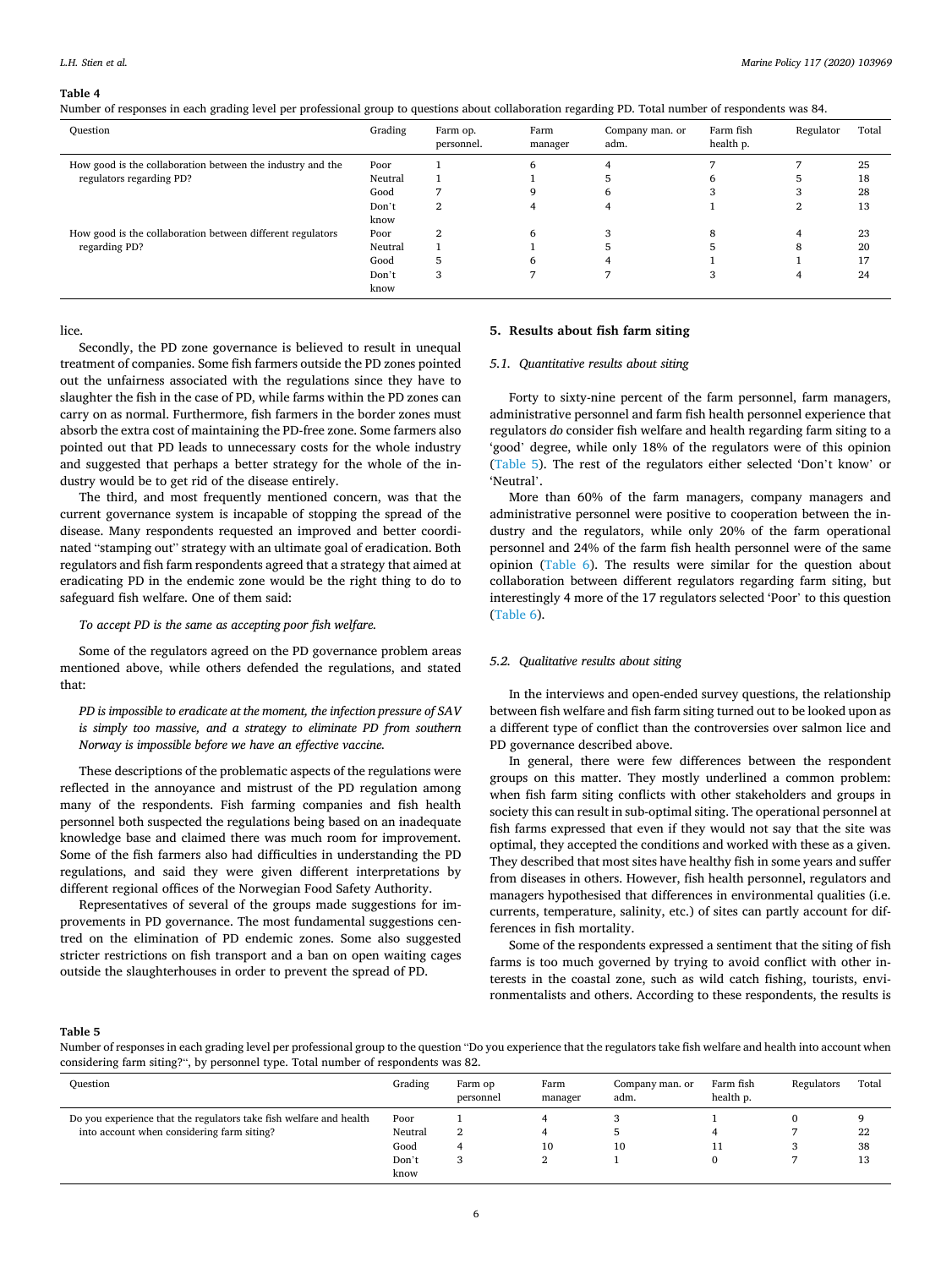**Table 4**

Number of responses in each grading level per professional group to questions about collaboration regarding PD. Total number of respondents was 84.

| Question | Grading | Farm op. personnel. | Farm manager | Company man. or adm. | Farm fish health p. | Regulator | Total |
|---|---|---|---|---|---|---|---|
| How good is the collaboration between the industry and the regulators regarding PD? | Poor | 1 | 6 | 4 | 7 | 7 | 25 |
| | Neutral | 1 | 1 | 5 | 6 | 5 | 18 |
| | Good | 7 | 9 | 6 | 3 | 3 | 28 |
| | Don't know | 2 | 4 | 4 | 1 | 2 | 13 |
| How good is the collaboration between different regulators regarding PD? | Poor | 2 | 6 | 3 | 8 | 4 | 23 |
| | Neutral | 1 | 1 | 5 | 5 | 8 | 20 |
| | Good | 5 | 6 | 4 | 1 | 1 | 17 |
| | Don't know | 3 | 7 | 7 | 3 | 4 | 24 |

lice.

Secondly, the PD zone governance is believed to result in unequal treatment of companies. Some fish farmers outside the PD zones pointed out the unfairness associated with the regulations since they have to slaughter the fish in the case of PD, while farms within the PD zones can carry on as normal. Furthermore, fish farmers in the border zones must absorb the extra cost of maintaining the PD-free zone. Some farmers also pointed out that PD leads to unnecessary costs for the whole industry and suggested that perhaps a better strategy for the whole of the industry would be to get rid of the disease entirely.

The third, and most frequently mentioned concern, was that the current governance system is incapable of stopping the spread of the disease. Many respondents requested an improved and better coordinated "stamping out" strategy with an ultimate goal of eradication. Both regulators and fish farm respondents agreed that a strategy that aimed at eradicating PD in the endemic zone would be the right thing to do to safeguard fish welfare. One of them said:

*To accept PD is the same as accepting poor fish welfare.*

Some of the regulators agreed on the PD governance problem areas mentioned above, while others defended the regulations, and stated that:

*PD is impossible to eradicate at the moment, the infection pressure of SAV is simply too massive, and a strategy to eliminate PD from southern Norway is impossible before we have an effective vaccine.*

These descriptions of the problematic aspects of the regulations were reflected in the annoyance and mistrust of the PD regulation among many of the respondents. Fish farming companies and fish health personnel both suspected the regulations being based on an inadequate knowledge base and claimed there was much room for improvement. Some of the fish farmers also had difficulties in understanding the PD regulations, and said they were given different interpretations by different regional offices of the Norwegian Food Safety Authority.

Representatives of several of the groups made suggestions for improvements in PD governance. The most fundamental suggestions centred on the elimination of PD endemic zones. Some also suggested stricter restrictions on fish transport and a ban on open waiting cages outside the slaughterhouses in order to prevent the spread of PD.

## 5. Results about fish farm siting

### 5.1. Quantitative results about siting

Forty to sixty-nine percent of the farm personnel, farm managers, administrative personnel and farm fish health personnel experience that regulators *do* consider fish welfare and health regarding farm siting to a 'good' degree, while only 18% of the regulators were of this opinion (Table 5). The rest of the regulators either selected 'Don't know' or 'Neutral'.

More than 60% of the farm managers, company managers and administrative personnel were positive to cooperation between the industry and the regulators, while only 20% of the farm operational personnel and 24% of the farm fish health personnel were of the same opinion (Table 6). The results were similar for the question about collaboration between different regulators regarding farm siting, but interestingly 4 more of the 17 regulators selected 'Poor' to this question (Table 6).

### 5.2. Qualitative results about siting

In the interviews and open-ended survey questions, the relationship between fish welfare and fish farm siting turned out to be looked upon as a different type of conflict than the controversies over salmon lice and PD governance described above.

In general, there were few differences between the respondent groups on this matter. They mostly underlined a common problem: when fish farm siting conflicts with other stakeholders and groups in society this can result in sub-optimal siting. The operational personnel at fish farms expressed that even if they would not say that the site was optimal, they accepted the conditions and worked with these as a given. They described that most sites have healthy fish in some years and suffer from diseases in others. However, fish health personnel, regulators and managers hypothesised that differences in environmental qualities (i.e. currents, temperature, salinity, etc.) of sites can partly account for differences in fish mortality.

Some of the respondents expressed a sentiment that the siting of fish farms is too much governed by trying to avoid conflict with other interests in the coastal zone, such as wild catch fishing, tourists, environmentalists and others. According to these respondents, the results is

**Table 5**

Number of responses in each grading level per professional group to the question "Do you experience that the regulators take fish welfare and health into account when considering farm siting?", by personnel type. Total number of respondents was 82.

| Question | Grading | Farm op personnel | Farm manager | Company man. or adm. | Farm fish health p. | Regulators | Total |
|---|---|---|---|---|---|---|---|
| Do you experience that the regulators take fish welfare and health into account when considering farm siting? | Poor | 1 | 4 | 3 | 1 | 0 | 9 |
| | Neutral | 2 | 4 | 5 | 4 | 7 | 22 |
| | Good | 4 | 10 | 10 | 11 | 3 | 38 |
| | Don't know | 3 | 2 | 1 | 0 | 7 | 13 |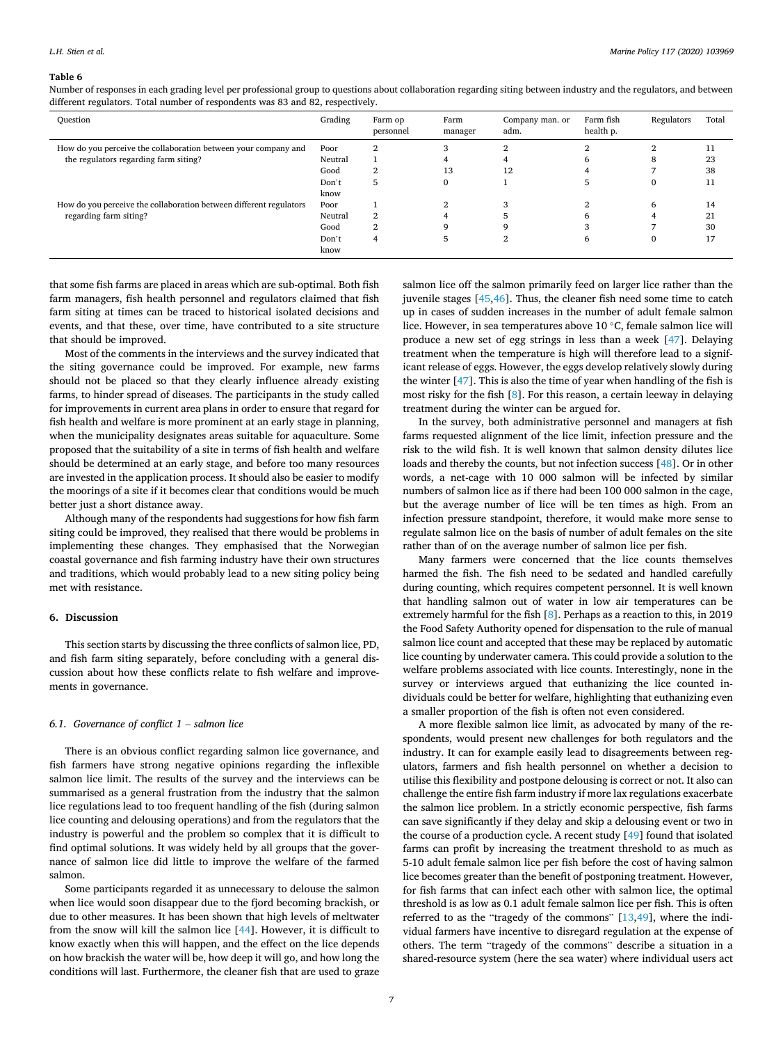**Table 6**

Number of responses in each grading level per professional group to questions about collaboration regarding siting between industry and the regulators, and between different regulators. Total number of respondents was 83 and 82, respectively.

| Question | Grading | Farm op personnel | Farm manager | Company man. or adm. | Farm fish health p. | Regulators | Total |
|---|---|---|---|---|---|---|---|
| How do you perceive the collaboration between your company and the regulators regarding farm siting? | Poor | 2 | 3 | 2 | 2 | 2 | 11 |
| | Neutral | 1 | 4 | 4 | 6 | 8 | 23 |
| | Good | 2 | 13 | 12 | 4 | 7 | 38 |
| | Don't know | 5 | 0 | 1 | 5 | 0 | 11 |
| How do you perceive the collaboration between different regulators regarding farm siting? | Poor | 1 | 2 | 3 | 2 | 6 | 14 |
| | Neutral | 2 | 4 | 5 | 6 | 4 | 21 |
| | Good | 2 | 9 | 9 | 3 | 7 | 30 |
| | Don't know | 4 | 5 | 2 | 6 | 0 | 17 |

that some fish farms are placed in areas which are sub-optimal. Both fish farm managers, fish health personnel and regulators claimed that fish farm siting at times can be traced to historical isolated decisions and events, and that these, over time, have contributed to a site structure that should be improved.

Most of the comments in the interviews and the survey indicated that the siting governance could be improved. For example, new farms should not be placed so that they clearly influence already existing farms, to hinder spread of diseases. The participants in the study called for improvements in current area plans in order to ensure that regard for fish health and welfare is more prominent at an early stage in planning, when the municipality designates areas suitable for aquaculture. Some proposed that the suitability of a site in terms of fish health and welfare should be determined at an early stage, and before too many resources are invested in the application process. It should also be easier to modify the moorings of a site if it becomes clear that conditions would be much better just a short distance away.

Although many of the respondents had suggestions for how fish farm siting could be improved, they realised that there would be problems in implementing these changes. They emphasised that the Norwegian coastal governance and fish farming industry have their own structures and traditions, which would probably lead to a new siting policy being met with resistance.

## 6. Discussion

This section starts by discussing the three conflicts of salmon lice, PD, and fish farm siting separately, before concluding with a general discussion about how these conflicts relate to fish welfare and improvements in governance.

### 6.1. Governance of conflict 1 – salmon lice

There is an obvious conflict regarding salmon lice governance, and fish farmers have strong negative opinions regarding the inflexible salmon lice limit. The results of the survey and the interviews can be summarised as a general frustration from the industry that the salmon lice regulations lead to too frequent handling of the fish (during salmon lice counting and delousing operations) and from the regulators that the industry is powerful and the problem so complex that it is difficult to find optimal solutions. It was widely held by all groups that the governance of salmon lice did little to improve the welfare of the farmed salmon.

Some participants regarded it as unnecessary to delouse the salmon when lice would soon disappear due to the fjord becoming brackish, or due to other measures. It has been shown that high levels of meltwater from the snow will kill the salmon lice [44]. However, it is difficult to know exactly when this will happen, and the effect on the lice depends on how brackish the water will be, how deep it will go, and how long the conditions will last. Furthermore, the cleaner fish that are used to graze salmon lice off the salmon primarily feed on larger lice rather than the juvenile stages [45,46]. Thus, the cleaner fish need some time to catch up in cases of sudden increases in the number of adult female salmon lice. However, in sea temperatures above 10 °C, female salmon lice will produce a new set of egg strings in less than a week [47]. Delaying treatment when the temperature is high will therefore lead to a significant release of eggs. However, the eggs develop relatively slowly during the winter [47]. This is also the time of year when handling of the fish is most risky for the fish [8]. For this reason, a certain leeway in delaying treatment during the winter can be argued for.

In the survey, both administrative personnel and managers at fish farms requested alignment of the lice limit, infection pressure and the risk to the wild fish. It is well known that salmon density dilutes lice loads and thereby the counts, but not infection success [48]. Or in other words, a net-cage with 10 000 salmon will be infected by similar numbers of salmon lice as if there had been 100 000 salmon in the cage, but the average number of lice will be ten times as high. From an infection pressure standpoint, therefore, it would make more sense to regulate salmon lice on the basis of number of adult females on the site rather than of on the average number of salmon lice per fish.

Many farmers were concerned that the lice counts themselves harmed the fish. The fish need to be sedated and handled carefully during counting, which requires competent personnel. It is well known that handling salmon out of water in low air temperatures can be extremely harmful for the fish [8]. Perhaps as a reaction to this, in 2019 the Food Safety Authority opened for dispensation to the rule of manual salmon lice count and accepted that these may be replaced by automatic lice counting by underwater camera. This could provide a solution to the welfare problems associated with lice counts. Interestingly, none in the survey or interviews argued that euthanizing the lice counted individuals could be better for welfare, highlighting that euthanizing even a smaller proportion of the fish is often not even considered.

A more flexible salmon lice limit, as advocated by many of the respondents, would present new challenges for both regulators and the industry. It can for example easily lead to disagreements between regulators, farmers and fish health personnel on whether a decision to utilise this flexibility and postpone delousing is correct or not. It also can challenge the entire fish farm industry if more lax regulations exacerbate the salmon lice problem. In a strictly economic perspective, fish farms can save significantly if they delay and skip a delousing event or two in the course of a production cycle. A recent study [49] found that isolated farms can profit by increasing the treatment threshold to as much as 5-10 adult female salmon lice per fish before the cost of having salmon lice becomes greater than the benefit of postponing treatment. However, for fish farms that can infect each other with salmon lice, the optimal threshold is as low as 0.1 adult female salmon lice per fish. This is often referred to as the "tragedy of the commons" [13,49], where the individual farmers have incentive to disregard regulation at the expense of others. The term "tragedy of the commons" describe a situation in a shared-resource system (here the sea water) where individual users act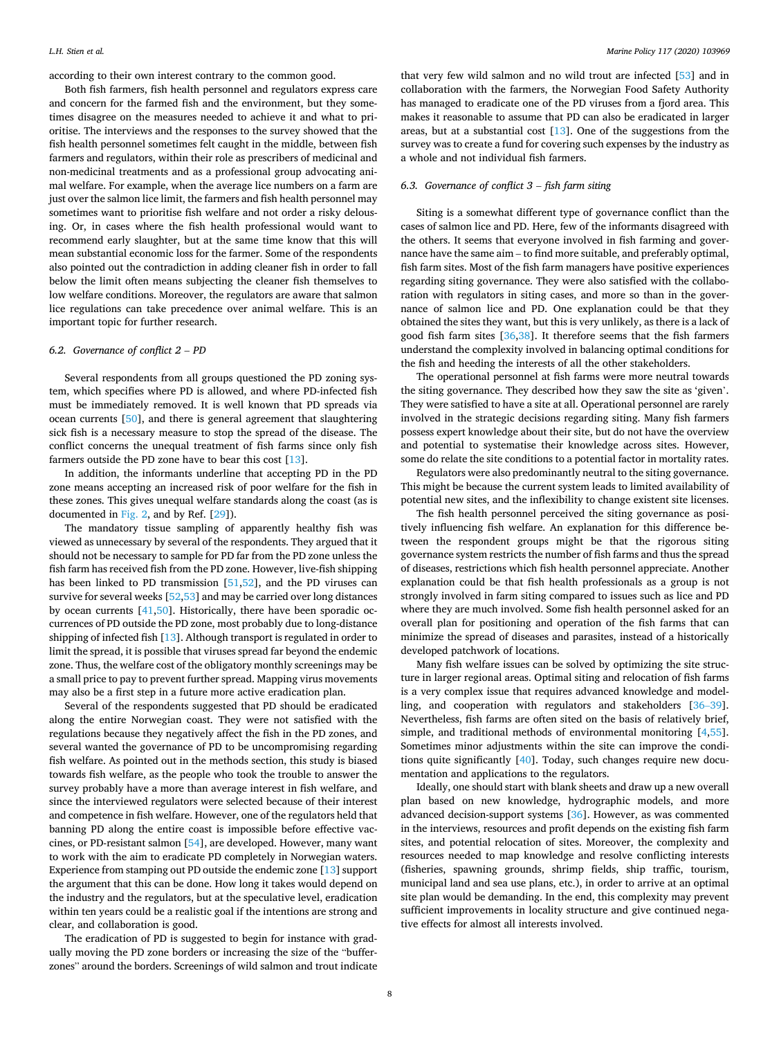according to their own interest contrary to the common good.

Both fish farmers, fish health personnel and regulators express care and concern for the farmed fish and the environment, but they sometimes disagree on the measures needed to achieve it and what to prioritise. The interviews and the responses to the survey showed that the fish health personnel sometimes felt caught in the middle, between fish farmers and regulators, within their role as prescribers of medicinal and non-medicinal treatments and as a professional group advocating animal welfare. For example, when the average lice numbers on a farm are just over the salmon lice limit, the farmers and fish health personnel may sometimes want to prioritise fish welfare and not order a risky delousing. Or, in cases where the fish health professional would want to recommend early slaughter, but at the same time know that this will mean substantial economic loss for the farmer. Some of the respondents also pointed out the contradiction in adding cleaner fish in order to fall below the limit often means subjecting the cleaner fish themselves to low welfare conditions. Moreover, the regulators are aware that salmon lice regulations can take precedence over animal welfare. This is an important topic for further research.

### 6.2. Governance of conflict 2 – PD

Several respondents from all groups questioned the PD zoning system, which specifies where PD is allowed, and where PD-infected fish must be immediately removed. It is well known that PD spreads via ocean currents [50], and there is general agreement that slaughtering sick fish is a necessary measure to stop the spread of the disease. The conflict concerns the unequal treatment of fish farms since only fish farmers outside the PD zone have to bear this cost [13].

In addition, the informants underline that accepting PD in the PD zone means accepting an increased risk of poor welfare for the fish in these zones. This gives unequal welfare standards along the coast (as is documented in Fig. 2, and by Ref. [29]).

The mandatory tissue sampling of apparently healthy fish was viewed as unnecessary by several of the respondents. They argued that it should not be necessary to sample for PD far from the PD zone unless the fish farm has received fish from the PD zone. However, live-fish shipping has been linked to PD transmission [51,52], and the PD viruses can survive for several weeks [52,53] and may be carried over long distances by ocean currents [41,50]. Historically, there have been sporadic occurrences of PD outside the PD zone, most probably due to long-distance shipping of infected fish [13]. Although transport is regulated in order to limit the spread, it is possible that viruses spread far beyond the endemic zone. Thus, the welfare cost of the obligatory monthly screenings may be a small price to pay to prevent further spread. Mapping virus movements may also be a first step in a future more active eradication plan.

Several of the respondents suggested that PD should be eradicated along the entire Norwegian coast. They were not satisfied with the regulations because they negatively affect the fish in the PD zones, and several wanted the governance of PD to be uncompromising regarding fish welfare. As pointed out in the methods section, this study is biased towards fish welfare, as the people who took the trouble to answer the survey probably have a more than average interest in fish welfare, and since the interviewed regulators were selected because of their interest and competence in fish welfare. However, one of the regulators held that banning PD along the entire coast is impossible before effective vaccines, or PD-resistant salmon [54], are developed. However, many want to work with the aim to eradicate PD completely in Norwegian waters. Experience from stamping out PD outside the endemic zone [13] support the argument that this can be done. How long it takes would depend on the industry and the regulators, but at the speculative level, eradication within ten years could be a realistic goal if the intentions are strong and clear, and collaboration is good.

The eradication of PD is suggested to begin for instance with gradually moving the PD zone borders or increasing the size of the "buffer-zones" around the borders. Screenings of wild salmon and trout indicate that very few wild salmon and no wild trout are infected [53] and in collaboration with the farmers, the Norwegian Food Safety Authority has managed to eradicate one of the PD viruses from a fjord area. This makes it reasonable to assume that PD can also be eradicated in larger areas, but at a substantial cost [13]. One of the suggestions from the survey was to create a fund for covering such expenses by the industry as a whole and not individual fish farmers.

### 6.3. Governance of conflict 3 – fish farm siting

Siting is a somewhat different type of governance conflict than the cases of salmon lice and PD. Here, few of the informants disagreed with the others. It seems that everyone involved in fish farming and governance have the same aim – to find more suitable, and preferably optimal, fish farm sites. Most of the fish farm managers have positive experiences regarding siting governance. They were also satisfied with the collaboration with regulators in siting cases, and more so than in the governance of salmon lice and PD. One explanation could be that they obtained the sites they want, but this is very unlikely, as there is a lack of good fish farm sites [36,38]. It therefore seems that the fish farmers understand the complexity involved in balancing optimal conditions for the fish and heeding the interests of all the other stakeholders.

The operational personnel at fish farms were more neutral towards the siting governance. They described how they saw the site as 'given'. They were satisfied to have a site at all. Operational personnel are rarely involved in the strategic decisions regarding siting. Many fish farmers possess expert knowledge about their site, but do not have the overview and potential to systematise their knowledge across sites. However, some do relate the site conditions to a potential factor in mortality rates.

Regulators were also predominantly neutral to the siting governance. This might be because the current system leads to limited availability of potential new sites, and the inflexibility to change existent site licenses.

The fish health personnel perceived the siting governance as positively influencing fish welfare. An explanation for this difference between the respondent groups might be that the rigorous siting governance system restricts the number of fish farms and thus the spread of diseases, restrictions which fish health personnel appreciate. Another explanation could be that fish health professionals as a group is not strongly involved in farm siting compared to issues such as lice and PD where they are much involved. Some fish health personnel asked for an overall plan for positioning and operation of the fish farms that can minimize the spread of diseases and parasites, instead of a historically developed patchwork of locations.

Many fish welfare issues can be solved by optimizing the site structure in larger regional areas. Optimal siting and relocation of fish farms is a very complex issue that requires advanced knowledge and modelling, and cooperation with regulators and stakeholders [36–39]. Nevertheless, fish farms are often sited on the basis of relatively brief, simple, and traditional methods of environmental monitoring [4,55]. Sometimes minor adjustments within the site can improve the conditions quite significantly [40]. Today, such changes require new documentation and applications to the regulators.

Ideally, one should start with blank sheets and draw up a new overall plan based on new knowledge, hydrographic models, and more advanced decision-support systems [36]. However, as was commented in the interviews, resources and profit depends on the existing fish farm sites, and potential relocation of sites. Moreover, the complexity and resources needed to map knowledge and resolve conflicting interests (fisheries, spawning grounds, shrimp fields, ship traffic, tourism, municipal land and sea use plans, etc.), in order to arrive at an optimal site plan would be demanding. In the end, this complexity may prevent sufficient improvements in locality structure and give continued negative effects for almost all interests involved.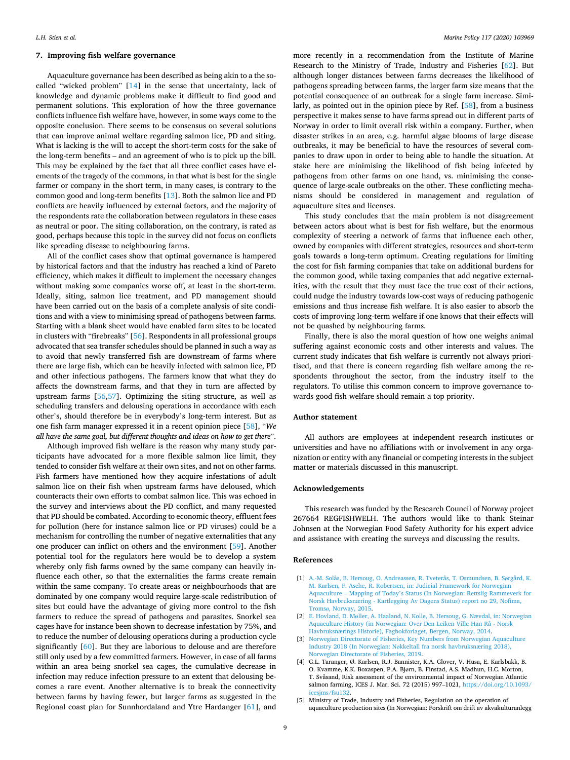## 7. Improving fish welfare governance

Aquaculture governance has been described as being akin to a the so-called "wicked problem" [14] in the sense that uncertainty, lack of knowledge and dynamic problems make it difficult to find good and permanent solutions. This exploration of how the three governance conflicts influence fish welfare have, however, in some ways come to the opposite conclusion. There seems to be consensus on several solutions that can improve animal welfare regarding salmon lice, PD and siting. What is lacking is the will to accept the short-term costs for the sake of the long-term benefits – and an agreement of who is to pick up the bill. This may be explained by the fact that all three conflict cases have elements of the tragedy of the commons, in that what is best for the single farmer or company in the short term, in many cases, is contrary to the common good and long-term benefits [13]. Both the salmon lice and PD conflicts are heavily influenced by external factors, and the majority of the respondents rate the collaboration between regulators in these cases as neutral or poor. The siting collaboration, on the contrary, is rated as good, perhaps because this topic in the survey did not focus on conflicts like spreading disease to neighbouring farms.

All of the conflict cases show that optimal governance is hampered by historical factors and that the industry has reached a kind of Pareto efficiency, which makes it difficult to implement the necessary changes without making some companies worse off, at least in the short-term. Ideally, siting, salmon lice treatment, and PD management should have been carried out on the basis of a complete analysis of site conditions and with a view to minimising spread of pathogens between farms. Starting with a blank sheet would have enabled farm sites to be located in clusters with "firebreaks" [56]. Respondents in all professional groups advocated that sea transfer schedules should be planned in such a way as to avoid that newly transferred fish are downstream of farms where there are large fish, which can be heavily infected with salmon lice, PD and other infectious pathogens. The farmers know that what they do affects the downstream farms, and that they in turn are affected by upstream farms [56,57]. Optimizing the siting structure, as well as scheduling transfers and delousing operations in accordance with each other's, should therefore be in everybody's long-term interest. But as one fish farm manager expressed it in a recent opinion piece [58], "*We all have the same goal, but different thoughts and ideas on how to get there*".

Although improved fish welfare is the reason why many study participants have advocated for a more flexible salmon lice limit, they tended to consider fish welfare at their own sites, and not on other farms. Fish farmers have mentioned how they acquire infestations of adult salmon lice on their fish when upstream farms have deloused, which counteracts their own efforts to combat salmon lice. This was echoed in the survey and interviews about the PD conflict, and many requested that PD should be combated. According to economic theory, effluent fees for pollution (here for instance salmon lice or PD viruses) could be a mechanism for controlling the number of negative externalities that any one producer can inflict on others and the environment [59]. Another potential tool for the regulators here would be to develop a system whereby only fish farms owned by the same company can heavily influence each other, so that the externalities the farms create remain within the same company. To create areas or neighbourhoods that are dominated by one company would require large-scale redistribution of sites but could have the advantage of giving more control to the fish farmers to reduce the spread of pathogens and parasites. Snorkel sea cages have for instance been shown to decrease infestation by 75%, and to reduce the number of delousing operations during a production cycle significantly [60]. But they are laborious to delouse and are therefore still only used by a few committed farmers. However, in case of all farms within an area being snorkel sea cages, the cumulative decrease in infection may reduce infection pressure to an extent that delousing becomes a rare event. Another alternative is to break the connectivity between farms by having fewer, but larger farms as suggested in the Regional coast plan for Sunnhordaland and Ytre Hardanger [61], and more recently in a recommendation from the Institute of Marine Research to the Ministry of Trade, Industry and Fisheries [62]. But although longer distances between farms decreases the likelihood of pathogens spreading between farms, the larger farm size means that the potential consequence of an outbreak for a single farm increase. Similarly, as pointed out in the opinion piece by Ref. [58], from a business perspective it makes sense to have farms spread out in different parts of Norway in order to limit overall risk within a company. Further, when disaster strikes in an area, e.g. harmful algae blooms of large disease outbreaks, it may be beneficial to have the resources of several companies to draw upon in order to being able to handle the situation. At stake here are minimising the likelihood of fish being infected by pathogens from other farms on one hand, vs. minimising the consequence of large-scale outbreaks on the other. These conflicting mechanisms should be considered in management and regulation of aquaculture sites and licenses.

This study concludes that the main problem is not disagreement between actors about what is best for fish welfare, but the enormous complexity of steering a network of farms that influence each other, owned by companies with different strategies, resources and short-term goals towards a long-term optimum. Creating regulations for limiting the cost for fish farming companies that take on additional burdens for the common good, while taxing companies that add negative externalities, with the result that they must face the true cost of their actions, could nudge the industry towards low-cost ways of reducing pathogenic emissions and thus increase fish welfare. It is also easier to absorb the costs of improving long-term welfare if one knows that their effects will not be quashed by neighbouring farms.

Finally, there is also the moral question of how one weighs animal suffering against economic costs and other interests and values. The current study indicates that fish welfare is currently not always prioritised, and that there is concern regarding fish welfare among the respondents throughout the sector, from the industry itself to the regulators. To utilise this common concern to improve governance towards good fish welfare should remain a top priority.

## Author statement

All authors are employees at independent research institutes or universities and have no affiliations with or involvement in any organization or entity with any financial or competing interests in the subject matter or materials discussed in this manuscript.

## Acknowledgements

This research was funded by the Research Council of Norway project 267664 REGFISHWELH. The authors would like to thank Steinar Johnsen at the Norwegian Food Safety Authority for his expert advice and assistance with creating the surveys and discussing the results.

## References

[1] A.-M. Solås, B. Hersoug, O. Andreassen, R. Tveterås, T. Osmundsen, B. Sørgård, K. M. Karlsen, F. Asche, R. Robertsen, in: Judicial Framework for Norwegian Aquaculture – Mapping of Today's Status (In Norwegian: Rettslig Rammeverk for Norsk Havbruksnæring - Kartlegging Av Dagens Status) report no 29, Nofima, Tromsø, Norway, 2015.

[2] E. Hovland, D. Møller, A. Haaland, N. Kolle, B. Hersoug, G. Nævdal, in: Norwegian Aquaculture History (in Norwegian: Over Den Leiken Ville Han Rå - Norsk Havbruksnærings Historie), Fagbokforlaget, Bergen, Norway, 2014.

[3] Norwegian Directorate of Fisheries, Key Numbers from Norwegian Aquaculture Industry 2018 (In Norwegian: Nøkkeltall fra norsk havbruksnæring 2018), Norwegian Directorate of Fisheries, 2019.

[4] G.L. Taranger, Ø. Karlsen, R.J. Bannister, K.A. Glover, V. Husa, E. Karlsbakk, B. O. Kvamme, K.K. Boxaspen, P.A. Bjørn, B. Finstad, A.S. Madhun, H.C. Morton, T. Svåsand, Risk assessment of the environmental impact of Norwegian Atlantic salmon farming, ICES J. Mar. Sci. 72 (2015) 997–1021, https://doi.org/10.1093/icesjms/fsu132.

[5] Ministry of Trade, Industry and Fisheries, Regulation on the operation of aquaculture production sites (In Norwegian: Forskrift om drift av akvakulturanlegg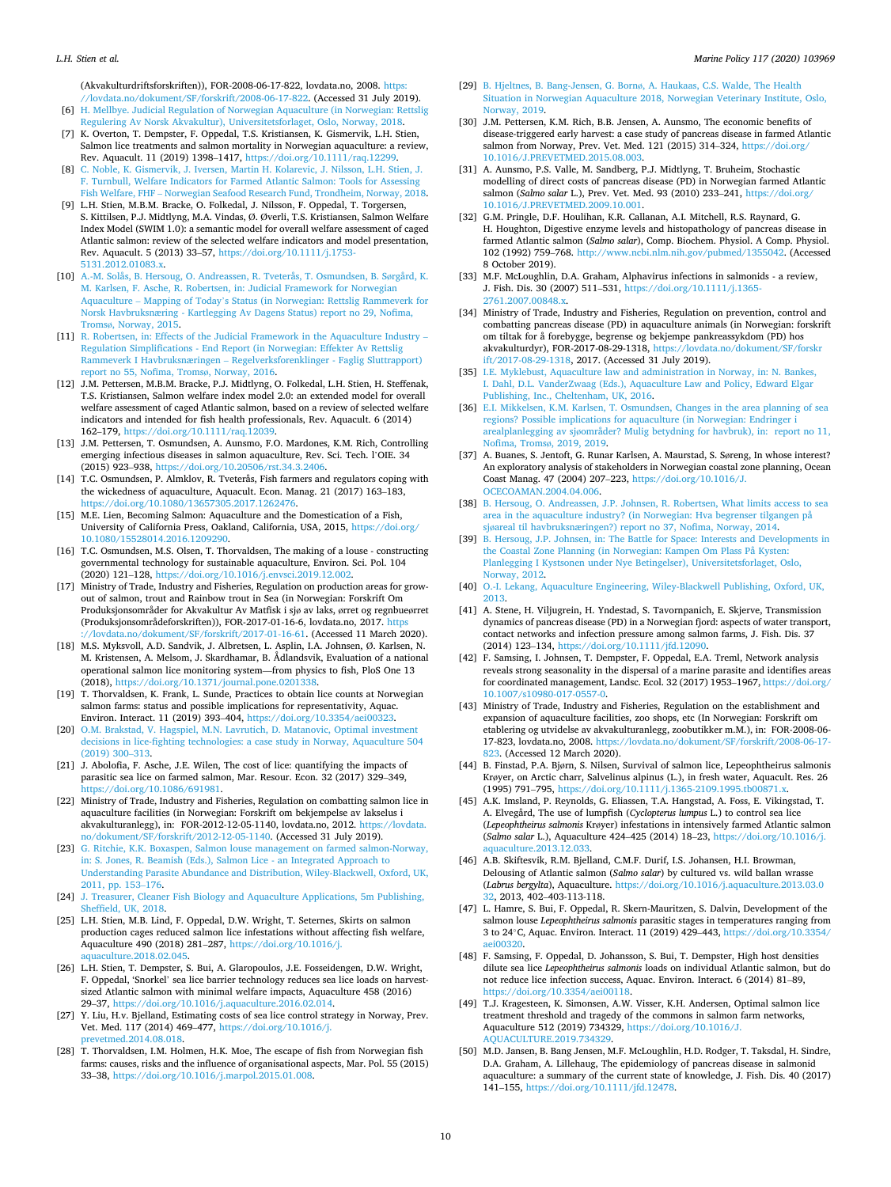(Akvakulturdriftsforskriften)), FOR-2008-06-17-822, lovdata.no, 2008. https://lovdata.no/dokument/SF/forskrift/2008-06-17-822. (Accessed 31 July 2019).

[6] H. Mellbye. Judicial Regulation of Norwegian Aquaculture (in Norwegian: Rettslig Regulering Av Norsk Akvakultur), Universitetsforlaget, Oslo, Norway, 2018.

[7] K. Overton, T. Dempster, F. Oppedal, T.S. Kristiansen, K. Gismervik, L.H. Stien, Salmon lice treatments and salmon mortality in Norwegian aquaculture: a review, Rev. Aquacult. 11 (2019) 1398–1417, https://doi.org/10.1111/raq.12299.

[8] C. Noble, K. Gismervik, J. Iversen, Martin H. Kolarevic, J. Nilsson, L.H. Stien, J. F. Turnbull, Welfare Indicators for Farmed Atlantic Salmon: Tools for Assessing Fish Welfare, FHF – Norwegian Seafood Research Fund, Trondheim, Norway, 2018.

[9] L.H. Stien, M.B.M. Bracke, O. Folkedal, J. Nilsson, F. Oppedal, T. Torgersen, S. Kittilsen, P.J. Midtlyng, M.A. Vindas, Ø. Øverli, T.S. Kristiansen, Salmon Welfare Index Model (SWIM 1.0): a semantic model for overall welfare assessment of caged Atlantic salmon: review of the selected welfare indicators and model presentation, Rev. Aquacult. 5 (2013) 33–57, https://doi.org/10.1111/j.1753-5131.2012.01083.x.

[10] A.-M. Solås, B. Hersoug, O. Andreassen, R. Tveterås, T. Osmundsen, B. Sørgård, K. M. Karlsen, F. Asche, R. Robertsen, in: Judicial Framework for Norwegian Aquaculture – Mapping of Today's Status (in Norwegian: Rettslig Rammeverk for Norsk Havbruksnæring - Kartlegging Av Dagens Status) report no 29, Nofima, Tromsø, Norway, 2015.

[11] R. Robertsen, in: Effects of the Judicial Framework in the Aquaculture Industry – Regulation Simplifications - End Report (in Norwegian: Effekter Av Rettslig Rammeverk I Havbruksnæringen – Regelverksforenklinger - Faglig Sluttrapport) report no 55, Nofima, Tromsø, Norway, 2016.

[12] J.M. Pettersen, M.B.M. Bracke, P.J. Midtlyng, O. Folkedal, L.H. Stien, H. Steffenak, T.S. Kristiansen, Salmon welfare index model 2.0: an extended model for overall welfare assessment of caged Atlantic salmon, based on a review of selected welfare indicators and intended for fish health professionals, Rev. Aquacult. 6 (2014) 162–179, https://doi.org/10.1111/raq.12039.

[13] J.M. Pettersen, T. Osmundsen, A. Aunsmo, F.O. Mardones, K.M. Rich, Controlling emerging infectious diseases in salmon aquaculture, Rev. Sci. Tech. l'OIE. 34 (2015) 923–938, https://doi.org/10.20506/rst.34.3.2406.

[14] T.C. Osmundsen, P. Almklov, R. Tveterås, Fish farmers and regulators coping with the wickedness of aquaculture, Aquacult. Econ. Manag. 21 (2017) 163–183, https://doi.org/10.1080/13657305.2017.1262476.

[15] M.E. Lien, Becoming Salmon: Aquaculture and the Domestication of a Fish, University of California Press, Oakland, California, USA, 2015, https://doi.org/10.1080/15528014.2016.1209290.

[16] T.C. Osmundsen, M.S. Olsen, T. Thorvaldsen, The making of a louse - constructing governmental technology for sustainable aquaculture, Environ. Sci. Pol. 104 (2020) 121–128, https://doi.org/10.1016/j.envsci.2019.12.002.

[17] Ministry of Trade, Industry and Fisheries, Regulation on production areas for grow-out of salmon, trout and Rainbow trout in Sea (in Norwegian: Forskrift Om Produksjonsområder for Akvakultur Av Matfisk i sjø av laks, ørret og regnbueørret (Produksjonsområdeforskriften)), FOR-2017-01-16-6, lovdata.no, 2017. https://lovdata.no/dokument/SF/forskrift/2017-01-16-61. (Accessed 11 March 2020).

[18] M.S. Myksvoll, A.D. Sandvik, J. Albretsen, L. Asplin, I.A. Johnsen, Ø. Karlsen, N. M. Kristensen, A. Melsom, J. Skardhamar, B. Ådlandsvik, Evaluation of a national operational salmon lice monitoring system—from physics to fish, PloS One 13 (2018), https://doi.org/10.1371/journal.pone.0201338.

[19] T. Thorvaldsen, K. Frank, L. Sunde, Practices to obtain lice counts at Norwegian salmon farms: status and possible implications for representativity, Aquac. Environ. Interact. 11 (2019) 393–404, https://doi.org/10.3354/aei00323.

[20] O.M. Brakstad, V. Hagspiel, M.N. Lavrutich, D. Matanovic, Optimal investment decisions in lice-fighting technologies: a case study in Norway, Aquaculture 504 (2019) 300–313.

[21] J. Abolofia, F. Asche, J.E. Wilen, The cost of lice: quantifying the impacts of parasitic sea lice on farmed salmon, Mar. Resour. Econ. 32 (2017) 329–349, https://doi.org/10.1086/691981.

[22] Ministry of Trade, Industry and Fisheries, Regulation on combatting salmon lice in aquaculture facilities (in Norwegian: Forskrift om bekjempelse av lakselus i akvakulturanlegg), in: FOR-2012-12-05-1140, lovdata.no, 2012. https://lovdata.no/dokument/SF/forskrift/2012-12-05-1140. (Accessed 31 July 2019).

[23] G. Ritchie, K.K. Boxaspen, Salmon louse management on farmed salmon-Norway, in: S. Jones, R. Beamish (Eds.), Salmon Lice - an Integrated Approach to Understanding Parasite Abundance and Distribution, Wiley-Blackwell, Oxford, UK, 2011, pp. 153–176.

[24] J. Treasurer, Cleaner Fish Biology and Aquaculture Applications, 5m Publishing, Sheffield, UK, 2018.

[25] L.H. Stien, M.B. Lind, F. Oppedal, D.W. Wright, T. Seternes, Skirts on salmon production cages reduced salmon lice infestations without affecting fish welfare, Aquaculture 490 (2018) 281–287, https://doi.org/10.1016/j.aquaculture.2018.02.045.

[26] L.H. Stien, T. Dempster, S. Bui, A. Glaropoulos, J.E. Fosseidengen, D.W. Wright, F. Oppedal, 'Snorkel' sea lice barrier technology reduces sea lice loads on harvest-sized Atlantic salmon with minimal welfare impacts, Aquaculture 458 (2016) 29–37, https://doi.org/10.1016/j.aquaculture.2016.02.014.

[27] Y. Liu, H.v. Bjelland, Estimating costs of sea lice control strategy in Norway, Prev. Vet. Med. 117 (2014) 469–477, https://doi.org/10.1016/j.prevetmed.2014.08.018.

[28] T. Thorvaldsen, I.M. Holmen, H.K. Moe, The escape of fish from Norwegian fish farms: causes, risks and the influence of organisational aspects, Mar. Pol. 55 (2015) 33–38, https://doi.org/10.1016/j.marpol.2015.01.008.

[29] B. Hjeltnes, B. Bang-Jensen, G. Bornø, A. Haukaas, C.S. Walde, The Health Situation in Norwegian Aquaculture 2018, Norwegian Veterinary Institute, Oslo, Norway, 2019.

[30] J.M. Pettersen, K.M. Rich, B.B. Jensen, A. Aunsmo, The economic benefits of disease-triggered early harvest: a case study of pancreas disease in farmed Atlantic salmon from Norway, Prev. Vet. Med. 121 (2015) 314–324, https://doi.org/10.1016/J.PREVETMED.2015.08.003.

[31] A. Aunsmo, P.S. Valle, M. Sandberg, P.J. Midtlyng, T. Bruheim, Stochastic modelling of direct costs of pancreas disease (PD) in Norwegian farmed Atlantic salmon (*Salmo salar* L.), Prev. Vet. Med. 93 (2010) 233–241, https://doi.org/10.1016/J.PREVETMED.2009.10.001.

[32] G.M. Pringle, D.F. Houlihan, K.R. Callanan, A.I. Mitchell, R.S. Raynard, G. H. Houghton, Digestive enzyme levels and histopathology of pancreas disease in farmed Atlantic salmon (*Salmo salar*), Comp. Biochem. Physiol. A Comp. Physiol. 102 (1992) 759–768. http://www.ncbi.nlm.nih.gov/pubmed/1355042. (Accessed 8 October 2019).

[33] M.F. McLoughlin, D.A. Graham, Alphavirus infections in salmonids - a review, J. Fish. Dis. 30 (2007) 511–531, https://doi.org/10.1111/j.1365-2761.2007.00848.x.

[34] Ministry of Trade, Industry and Fisheries, Regulation on prevention, control and combatting pancreas disease (PD) in aquaculture animals (in Norwegian: forskrift om tiltak for å forebygge, begrense og bekjempe pankreassykdom (PD) hos akvakulturdyr), FOR-2017-08-29-1318, https://lovdata.no/dokument/SF/forskrift/2017-08-29-1318, 2017. (Accessed 31 July 2019).

[35] I.E. Myklebust, Aquaculture law and administration in Norway, in: N. Bankes, I. Dahl, D.L. VanderZwaag (Eds.), Aquaculture Law and Policy, Edward Elgar Publishing, Inc., Cheltenham, UK, 2016.

[36] E.I. Mikkelsen, K.M. Karlsen, T. Osmundsen, Changes in the area planning of sea regions? Possible implications for aquaculture (in Norwegian: Endringer i arealplanlegging av sjøområder? Mulig betydning for havbruk), in: report no 11, Nofima, Tromsø, 2019, 2019.

[37] A. Buanes, S. Jentoft, G. Runar Karlsen, A. Maurstad, S. Søreng, In whose interest? An exploratory analysis of stakeholders in Norwegian coastal zone planning, Ocean Coast Manag. 47 (2004) 207–223, https://doi.org/10.1016/J.OCECOAMAN.2004.04.006.

[38] B. Hersoug, O. Andreassen, J.P. Johnsen, R. Robertsen, What limits access to sea area in the aquaculture industry? (in Norwegian: Hva begrenser tilgangen på sjøareal til havbruksnæringen?) report no 37, Nofima, Norway, 2014.

[39] B. Hersoug, J.P. Johnsen, in: The Battle for Space: Interests and Developments in the Coastal Zone Planning (in Norwegian: Kampen Om Plass På Kysten: Planlegging I Kystsonen under Nye Betingelser), Universitetsforlaget, Oslo, Norway, 2012.

[40] O.-I. Lekang, Aquaculture Engineering, Wiley-Blackwell Publishing, Oxford, UK, 2013.

[41] A. Stene, H. Viljugrein, H. Yndestad, S. Tavornpanich, E. Skjerve, Transmission dynamics of pancreas disease (PD) in a Norwegian fjord: aspects of water transport, contact networks and infection pressure among salmon farms, J. Fish. Dis. 37 (2014) 123–134, https://doi.org/10.1111/jfd.12090.

[42] F. Samsing, I. Johnsen, T. Dempster, F. Oppedal, E.A. Treml, Network analysis reveals strong seasonality in the dispersal of a marine parasite and identifies areas for coordinated management, Landsc. Ecol. 32 (2017) 1953–1967, https://doi.org/10.1007/s10980-017-0557-0.

[43] Ministry of Trade, Industry and Fisheries, Regulation on the establishment and expansion of aquaculture facilities, zoo shops, etc (In Norwegian: Forskrift om etablering og utvidelse av akvakulturanlegg, zoobutikker m.M.), in: FOR-2008-06-17-823, lovdata.no, 2008. https://lovdata.no/dokument/SF/forskrift/2008-06-17-823. (Accessed 12 March 2020).

[44] B. Finstad, P.A. Bjørn, S. Nilsen, Survival of salmon lice, Lepeophtheirus salmonis Krøyer, on Arctic charr, Salvelinus alpinus (L.), in fresh water, Aquacult. Res. 26 (1995) 791–795, https://doi.org/10.1111/j.1365-2109.1995.tb00871.x.

[45] A.K. Imsland, P. Reynolds, G. Eliassen, T.A. Hangstad, A. Foss, E. Vikingstad, T. A. Elvegård, The use of lumpfish (*Cyclopterus lumpus* L.) to control sea lice (*Lepeophtheirus salmonis* Krøyer) infestations in intensively farmed Atlantic salmon (*Salmo salar* L.), Aquaculture 424–425 (2014) 18–23, https://doi.org/10.1016/j.aquaculture.2013.12.033.

[46] A.B. Skiftesvik, R.M. Bjelland, C.M.F. Durif, I.S. Johansen, H.I. Browman, Delousing of Atlantic salmon (*Salmo salar*) by cultured vs. wild ballan wrasse (*Labrus bergylta*), Aquaculture. https://doi.org/10.1016/j.aquaculture.2013.03.032, 2013, 402–403-113-118.

[47] L. Hamre, S. Bui, F. Oppedal, R. Skern-Mauritzen, S. Dalvin, Development of the salmon louse *Lepeophtheirus salmonis* parasitic stages in temperatures ranging from 3 to 24°C, Aquac. Environ. Interact. 11 (2019) 429–443, https://doi.org/10.3354/aei00320.

[48] F. Samsing, F. Oppedal, D. Johansson, S. Bui, T. Dempster, High host densities dilute sea lice *Lepeophtheirus salmonis* loads on individual Atlantic salmon, but do not reduce lice infection success, Aquac. Environ. Interact. 6 (2014) 81–89, https://doi.org/10.3354/aei00118.

[49] T.J. Kragesteen, K. Simonsen, A.W. Visser, K.H. Andersen, Optimal salmon lice treatment threshold and tragedy of the commons in salmon farm networks, Aquaculture 512 (2019) 734329, https://doi.org/10.1016/J.AQUACULTURE.2019.734329.

[50] M.D. Jansen, B. Bang Jensen, M.F. McLoughlin, H.D. Rodger, T. Taksdal, H. Sindre, D.A. Graham, A. Lillehaug, The epidemiology of pancreas disease in salmonid aquaculture: a summary of the current state of knowledge, J. Fish. Dis. 40 (2017) 141–155, https://doi.org/10.1111/jfd.12478.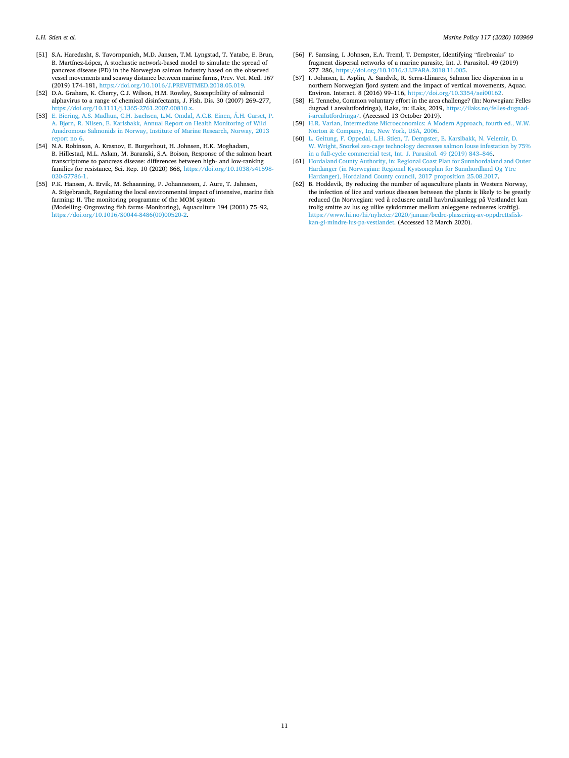[51] S.A. Haredasht, S. Tavornpanich, M.D. Jansen, T.M. Lyngstad, T. Yatabe, E. Brun, B. Martínez-López, A stochastic network-based model to simulate the spread of pancreas disease (PD) in the Norwegian salmon industry based on the observed vessel movements and seaway distance between marine farms, Prev. Vet. Med. 167 (2019) 174–181, https://doi.org/10.1016/J.PREVETMED.2018.05.019.

[52] D.A. Graham, K. Cherry, C.J. Wilson, H.M. Rowley, Susceptibility of salmonid alphavirus to a range of chemical disinfectants, J. Fish. Dis. 30 (2007) 269–277, https://doi.org/10.1111/j.1365-2761.2007.00810.x.

[53] E. Biering, A.S. Madhun, C.H. Isachsen, L.M. Omdal, A.C.B. Einen, Å.H. Garset, P. A. Bjørn, R. Nilsen, E. Karlsbakk, Annual Report on Health Monitoring of Wild Anadromous Salmonids in Norway, Institute of Marine Research, Norway, 2013 report no 6.

[54] N.A. Robinson, A. Krasnov, E. Burgerhout, H. Johnsen, H.K. Moghadam, B. Hillestad, M.L. Aslam, M. Baranski, S.A. Boison, Response of the salmon heart transcriptome to pancreas disease: differences between high- and low-ranking families for resistance, Sci. Rep. 10 (2020) 868, https://doi.org/10.1038/s41598-020-57786-1.

[55] P.K. Hansen, A. Ervik, M. Schaanning, P. Johannessen, J. Aure, T. Jahnsen, A. Stigebrandt, Regulating the local environmental impact of intensive, marine fish farming: II. The monitoring programme of the MOM system (Modelling–Ongrowing fish farms–Monitoring), Aquaculture 194 (2001) 75–92, https://doi.org/10.1016/S0044-8486(00)00520-2.

[56] F. Samsing, I. Johnsen, E.A. Treml, T. Dempster, Identifying "firebreaks" to fragment dispersal networks of a marine parasite, Int. J. Parasitol. 49 (2019) 277–286, https://doi.org/10.1016/J.IJPARA.2018.11.005.

[57] I. Johnsen, L. Asplin, A. Sandvik, R. Serra-Llinares, Salmon lice dispersion in a northern Norwegian fjord system and the impact of vertical movements, Aquac. Environ. Interact. 8 (2016) 99–116, https://doi.org/10.3354/aei00162.

[58] H. Tennebø, Common voluntary effort in the area challenge? (In: Norwegian: Felles dugnad i arealutfordringa), iLaks, in: iLaks, 2019, https://ilaks.no/felles-dugnad-i-arealutfordringa/. (Accessed 13 October 2019).

[59] H.R. Varian, Intermediate Microeconomics: A Modern Approach, fourth ed., W.W. Norton & Company, Inc, New York, USA, 2006.

[60] L. Geitung, F. Oppedal, L.H. Stien, T. Dempster, E. Karslbakk, N. Velemir, D. W. Wright, Snorkel sea-cage technology decreases salmon louse infestation by 75% in a full-cycle commercial test, Int. J. Parasitol. 49 (2019) 843–846.

[61] Hordaland County Authority, in: Regional Coast Plan for Sunnhordaland and Outer Hardanger (in Norwegian: Regional Kystsoneplan for Sunnhordland Og Ytre Hardanger), Hordaland County council, 2017 proposition 25.08.2017.

[62] B. Hoddevik, By reducing the number of aquaculture plants in Western Norway, the infection of lice and various diseases between the plants is likely to be greatly reduced (In Norwegian: ved å redusere antall havbruksanlegg på Vestlandet kan trolig smitte av lus og ulike sykdommer mellom anleggene reduseres kraftig). https://www.hi.no/hi/nyheter/2020/januar/bedre-plassering-av-oppdrettsfisk-kan-gi-mindre-lus-pa-vestlandet. (Accessed 12 March 2020).